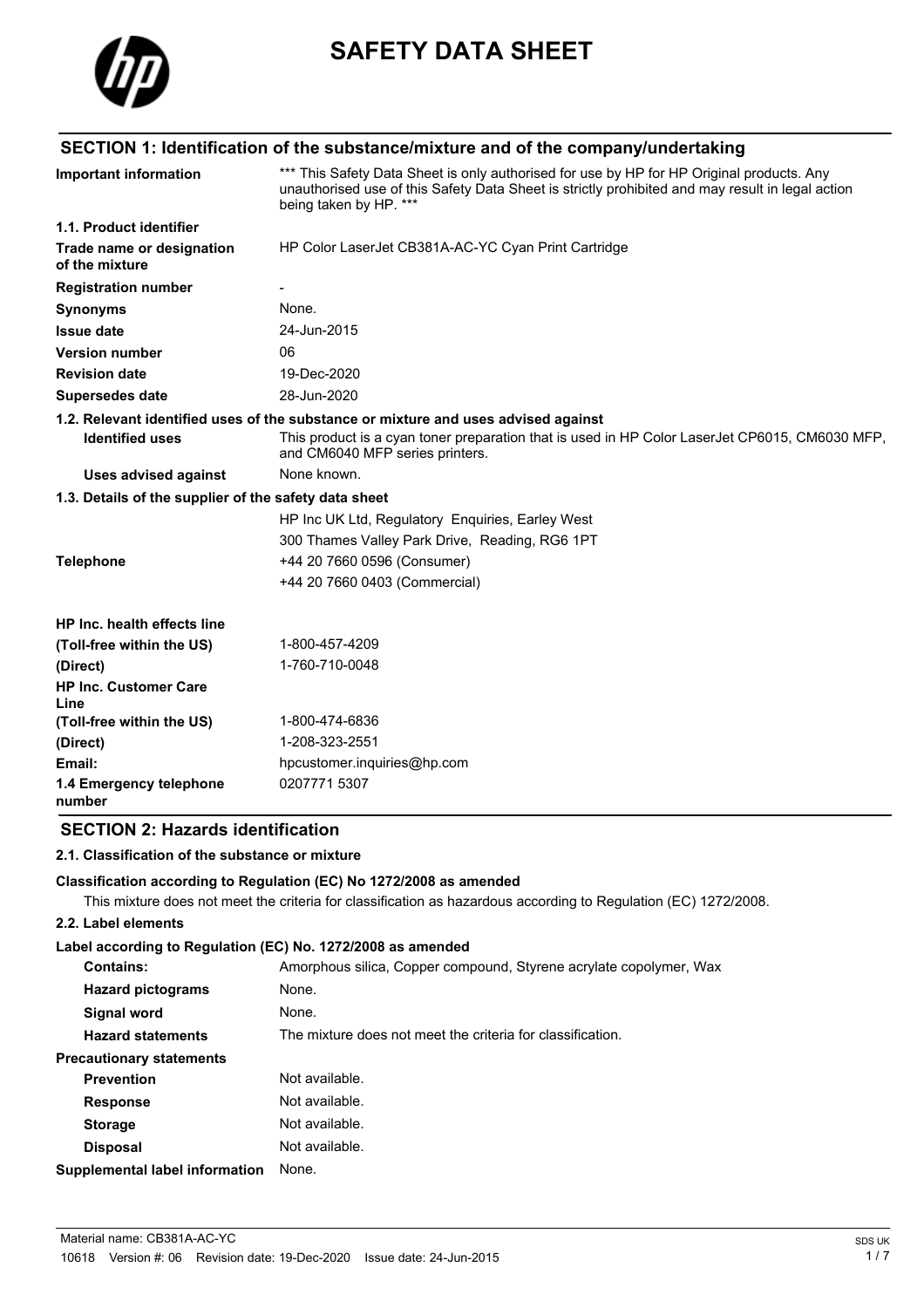# SAFETY DATA SHEET

## SECTION 1: Identification of the substance/mixture and of the company/undertaking

| | |
|---|---|
| **Important information** | *** This Safety Data Sheet is only authorised for use by HP for HP Original products. Any unauthorised use of this Safety Data Sheet is strictly prohibited and may result in legal action being taken by HP. *** |
| **1.1. Product identifier** | |
| **Trade name or designation of the mixture** | HP Color LaserJet CB381A-AC-YC Cyan Print Cartridge |
| **Registration number** | - |
| **Synonyms** | None. |
| **Issue date** | 24-Jun-2015 |
| **Version number** | 06 |
| **Revision date** | 19-Dec-2020 |
| **Supersedes date** | 28-Jun-2020 |

**1.2. Relevant identified uses of the substance or mixture and uses advised against**

| | |
|---|---|
| **Identified uses** | This product is a cyan toner preparation that is used in HP Color LaserJet CP6015, CM6030 MFP, and CM6040 MFP series printers. |
| **Uses advised against** | None known. |

**1.3. Details of the supplier of the safety data sheet**

| | |
|---|---|
| | HP Inc UK Ltd, Regulatory Enquiries, Earley West |
| | 300 Thames Valley Park Drive, Reading, RG6 1PT |
| **Telephone** | +44 20 7660 0596 (Consumer) |
| | +44 20 7660 0403 (Commercial) |
| **HP Inc. health effects line** | |
| **(Toll-free within the US)** | 1-800-457-4209 |
| **(Direct)** | 1-760-710-0048 |
| **HP Inc. Customer Care Line** | |
| **(Toll-free within the US)** | 1-800-474-6836 |
| **(Direct)** | 1-208-323-2551 |
| **Email:** | hpcustomer.inquiries@hp.com |
| **1.4 Emergency telephone number** | 0207771 5307 |

## SECTION 2: Hazards identification

### 2.1. Classification of the substance or mixture

**Classification according to Regulation (EC) No 1272/2008 as amended**

This mixture does not meet the criteria for classification as hazardous according to Regulation (EC) 1272/2008.

### 2.2. Label elements

**Label according to Regulation (EC) No. 1272/2008 as amended**

| | |
|---|---|
| **Contains:** | Amorphous silica, Copper compound, Styrene acrylate copolymer, Wax |
| **Hazard pictograms** | None. |
| **Signal word** | None. |
| **Hazard statements** | The mixture does not meet the criteria for classification. |
| **Precautionary statements** | |
| **Prevention** | Not available. |
| **Response** | Not available. |
| **Storage** | Not available. |
| **Disposal** | Not available. |
| **Supplemental label information** | None. |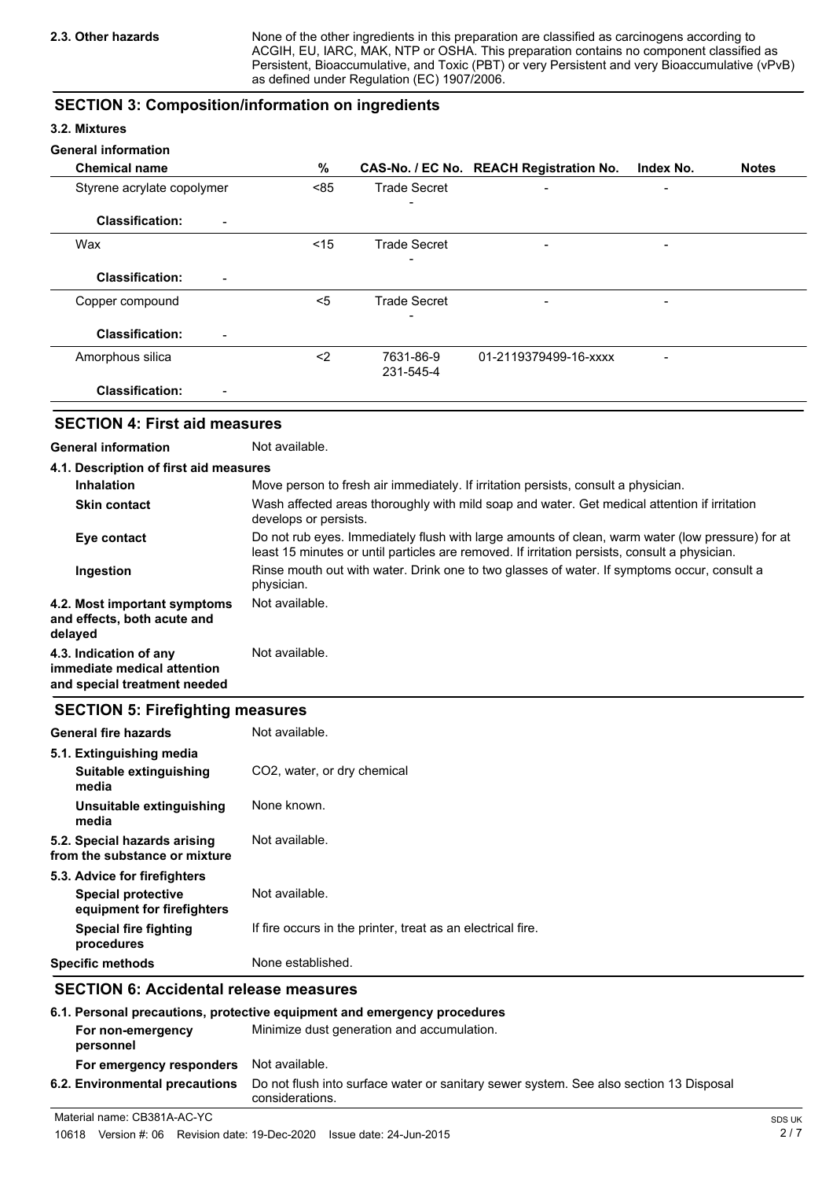**2.3. Other hazards** None of the other ingredients in this preparation are classified as carcinogens according to ACGIH, EU, IARC, MAK, NTP or OSHA. This preparation contains no component classified as Persistent, Bioaccumulative, and Toxic (PBT) or very Persistent and very Bioaccumulative (vPvB) as defined under Regulation (EC) 1907/2006.

## SECTION 3: Composition/information on ingredients

### 3.2. Mixtures

**General information**

| Chemical name | % | CAS-No. / EC No. | REACH Registration No. | Index No. | Notes |
|---|---|---|---|---|---|
| Styrene acrylate copolymer | <85 | Trade Secret<br>- | - | - | |
| **Classification:** - | | | | | |
| Wax | <15 | Trade Secret<br>- | - | - | |
| **Classification:** - | | | | | |
| Copper compound | <5 | Trade Secret<br>- | - | - | |
| **Classification:** - | | | | | |
| Amorphous silica | <2 | 7631-86-9<br>231-545-4 | 01-2119379499-16-xxxx | - | |
| **Classification:** - | | | | | |

## SECTION 4: First aid measures

**General information** Not available.

**4.1. Description of first aid measures**

- **Inhalation** Move person to fresh air immediately. If irritation persists, consult a physician.
- **Skin contact** Wash affected areas thoroughly with mild soap and water. Get medical attention if irritation develops or persists.
- **Eye contact** Do not rub eyes. Immediately flush with large amounts of clean, warm water (low pressure) for at least 15 minutes or until particles are removed. If irritation persists, consult a physician.
- **Ingestion** Rinse mouth out with water. Drink one to two glasses of water. If symptoms occur, consult a physician.

**4.2. Most important symptoms and effects, both acute and delayed** Not available.

**4.3. Indication of any immediate medical attention and special treatment needed** Not available.

## SECTION 5: Firefighting measures

**General fire hazards** Not available.

**5.1. Extinguishing media**

- **Suitable extinguishing media** $CO_2$, water, or dry chemical
- **Unsuitable extinguishing media** None known.

**5.2. Special hazards arising from the substance or mixture** Not available.

**5.3. Advice for firefighters**

- **Special protective equipment for firefighters** Not available.
- **Special fire fighting procedures** If fire occurs in the printer, treat as an electrical fire.

**Specific methods** None established.

## SECTION 6: Accidental release measures

**6.1. Personal precautions, protective equipment and emergency procedures**

- **For non-emergency personnel** Minimize dust generation and accumulation.
- **For emergency responders** Not available.

**6.2. Environmental precautions** Do not flush into surface water or sanitary sewer system. See also section 13 Disposal considerations.

Material name: CB381A-AC-YC

10618 Version #: 06 Revision date: 19-Dec-2020 Issue date: 24-Jun-2015

SDS UK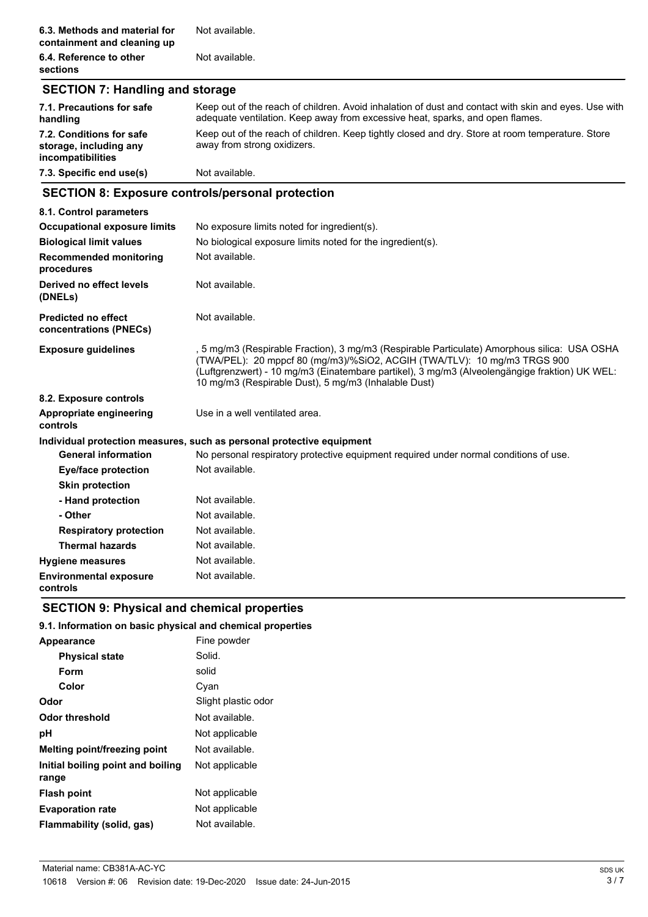| | |
|---|---|
| **6.3. Methods and material for containment and cleaning up** | Not available. |
| **6.4. Reference to other sections** | Not available. |

## SECTION 7: Handling and storage

| | |
|---|---|
| **7.1. Precautions for safe handling** | Keep out of the reach of children. Avoid inhalation of dust and contact with skin and eyes. Use with adequate ventilation. Keep away from excessive heat, sparks, and open flames. |
| **7.2. Conditions for safe storage, including any incompatibilities** | Keep out of the reach of children. Keep tightly closed and dry. Store at room temperature. Store away from strong oxidizers. |
| **7.3. Specific end use(s)** | Not available. |

## SECTION 8: Exposure controls/personal protection

**8.1. Control parameters**

| | |
|---|---|
| **Occupational exposure limits** | No exposure limits noted for ingredient(s). |
| **Biological limit values** | No biological exposure limits noted for the ingredient(s). |
| **Recommended monitoring procedures** | Not available. |
| **Derived no effect levels (DNELs)** | Not available. |
| **Predicted no effect concentrations (PNECs)** | Not available. |
| **Exposure guidelines** | , 5 mg/m3 (Respirable Fraction), 3 mg/m3 (Respirable Particulate) Amorphous silica: USA OSHA (TWA/PEL): 20 mppcf 80 (mg/m3)/%SiO2, ACGIH (TWA/TLV): 10 mg/m3 TRGS 900 (Luftgrenzwert) - 10 mg/m3 (Einatembare partikel), 3 mg/m3 (Alveolengängige fraktion) UK WEL: 10 mg/m3 (Respirable Dust), 5 mg/m3 (Inhalable Dust) |

**8.2. Exposure controls**

| | |
|---|---|
| **Appropriate engineering controls** | Use in a well ventilated area. |

**Individual protection measures, such as personal protective equipment**

| | |
|---|---|
| **General information** | No personal respiratory protective equipment required under normal conditions of use. |
| **Eye/face protection** | Not available. |
| **Skin protection** | |
| **- Hand protection** | Not available. |
| **- Other** | Not available. |
| **Respiratory protection** | Not available. |
| **Thermal hazards** | Not available. |
| **Hygiene measures** | Not available. |
| **Environmental exposure controls** | Not available. |

## SECTION 9: Physical and chemical properties

**9.1. Information on basic physical and chemical properties**

| | |
|---|---|
| **Appearance** | Fine powder |
| **Physical state** | Solid. |
| **Form** | solid |
| **Color** | Cyan |
| **Odor** | Slight plastic odor |
| **Odor threshold** | Not available. |
| **pH** | Not applicable |
| **Melting point/freezing point** | Not available. |
| **Initial boiling point and boiling range** | Not applicable |
| **Flash point** | Not applicable |
| **Evaporation rate** | Not applicable |
| **Flammability (solid, gas)** | Not available. |

Material name: CB381A-AC-YC

10618 Version #: 06 Revision date: 19-Dec-2020 Issue date: 24-Jun-2015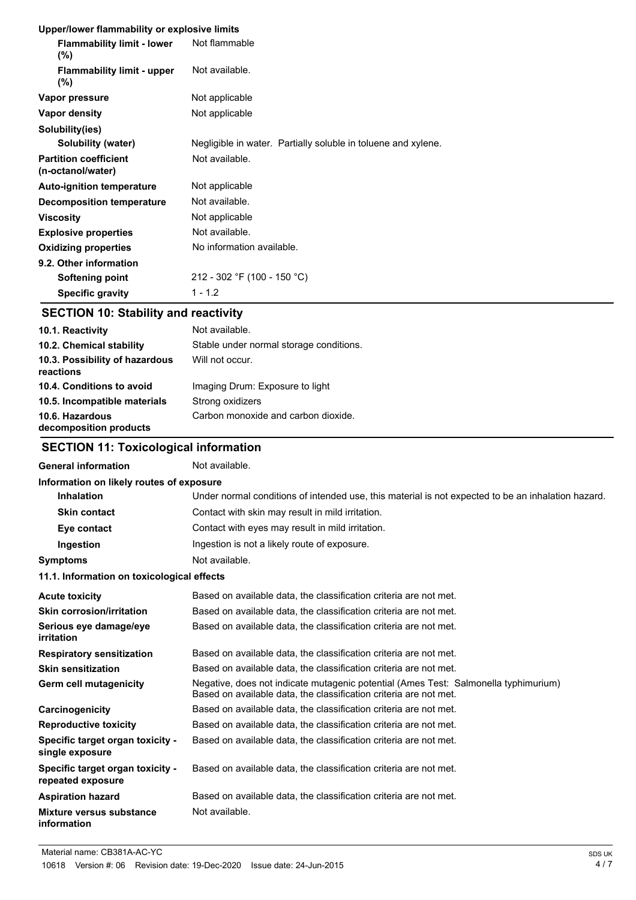**Upper/lower flammability or explosive limits**

| | |
|---|---|
| **Flammability limit - lower (%)** | Not flammable |
| **Flammability limit - upper (%)** | Not available. |
| **Vapor pressure** | Not applicable |
| **Vapor density** | Not applicable |
| **Solubility(ies)** | |
| **Solubility (water)** | Negligible in water. Partially soluble in toluene and xylene. |
| **Partition coefficient (n-octanol/water)** | Not available. |
| **Auto-ignition temperature** | Not applicable |
| **Decomposition temperature** | Not available. |
| **Viscosity** | Not applicable |
| **Explosive properties** | Not available. |
| **Oxidizing properties** | No information available. |
| **9.2. Other information** | |
| **Softening point** | 212 - 302 °F (100 - 150 °C) |
| **Specific gravity** | 1 - 1.2 |

## SECTION 10: Stability and reactivity

| | |
|---|---|
| **10.1. Reactivity** | Not available. |
| **10.2. Chemical stability** | Stable under normal storage conditions. |
| **10.3. Possibility of hazardous reactions** | Will not occur. |
| **10.4. Conditions to avoid** | Imaging Drum: Exposure to light |
| **10.5. Incompatible materials** | Strong oxidizers |
| **10.6. Hazardous decomposition products** | Carbon monoxide and carbon dioxide. |

## SECTION 11: Toxicological information

| | |
|---|---|
| **General information** | Not available. |

**Information on likely routes of exposure**

| | |
|---|---|
| **Inhalation** | Under normal conditions of intended use, this material is not expected to be an inhalation hazard. |
| **Skin contact** | Contact with skin may result in mild irritation. |
| **Eye contact** | Contact with eyes may result in mild irritation. |
| **Ingestion** | Ingestion is not a likely route of exposure. |
| **Symptoms** | Not available. |

**11.1. Information on toxicological effects**

| | |
|---|---|
| **Acute toxicity** | Based on available data, the classification criteria are not met. |
| **Skin corrosion/irritation** | Based on available data, the classification criteria are not met. |
| **Serious eye damage/eye irritation** | Based on available data, the classification criteria are not met. |
| **Respiratory sensitization** | Based on available data, the classification criteria are not met. |
| **Skin sensitization** | Based on available data, the classification criteria are not met. |
| **Germ cell mutagenicity** | Negative, does not indicate mutagenic potential (Ames Test: Salmonella typhimurium) Based on available data, the classification criteria are not met. |
| **Carcinogenicity** | Based on available data, the classification criteria are not met. |
| **Reproductive toxicity** | Based on available data, the classification criteria are not met. |
| **Specific target organ toxicity - single exposure** | Based on available data, the classification criteria are not met. |
| **Specific target organ toxicity - repeated exposure** | Based on available data, the classification criteria are not met. |
| **Aspiration hazard** | Based on available data, the classification criteria are not met. |
| **Mixture versus substance information** | Not available. |

Material name: CB381A-AC-YC
10618 Version #: 06 Revision date: 19-Dec-2020 Issue date: 24-Jun-2015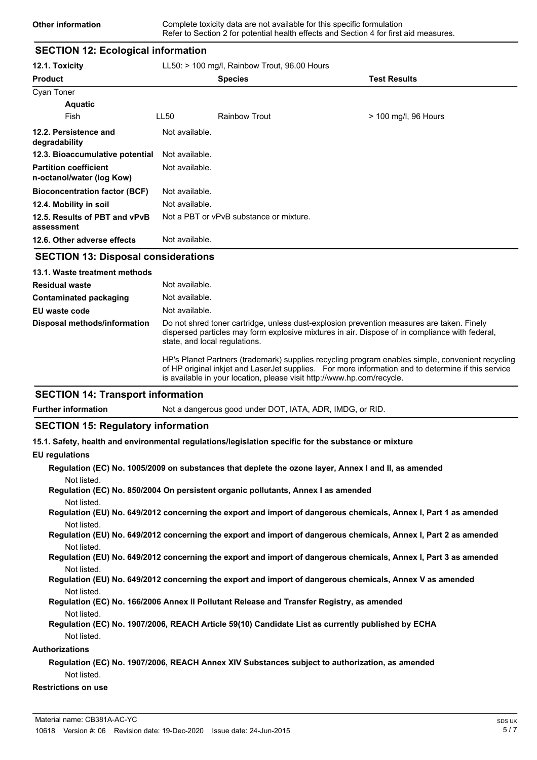| | |
|---|---|
| **Other information** | Complete toxicity data are not available for this specific formulation<br>Refer to Section 2 for potential health effects and Section 4 for first aid measures. |

## SECTION 12: Ecological information

**12.1. Toxicity** LL50: > 100 mg/l, Rainbow Trout, 96.00 Hours

| Product | | Species | Test Results |
|---|---|---|---|
| Cyan Toner | | | |
| **Aquatic** | | | |
| Fish | LL50 | Rainbow Trout | > 100 mg/l, 96 Hours |

| | |
|---|---|
| **12.2. Persistence and degradability** | Not available. |
| **12.3. Bioaccumulative potential** | Not available. |
| **Partition coefficient n-octanol/water (log Kow)** | Not available. |
| **Bioconcentration factor (BCF)** | Not available. |
| **12.4. Mobility in soil** | Not available. |
| **12.5. Results of PBT and vPvB assessment** | Not a PBT or vPvB substance or mixture. |
| **12.6. Other adverse effects** | Not available. |

## SECTION 13: Disposal considerations

**13.1. Waste treatment methods**

| | |
|---|---|
| **Residual waste** | Not available. |
| **Contaminated packaging** | Not available. |
| **EU waste code** | Not available. |
| **Disposal methods/information** | Do not shred toner cartridge, unless dust-explosion prevention measures are taken. Finely dispersed particles may form explosive mixtures in air. Dispose of in compliance with federal, state, and local regulations.<br><br>HP's Planet Partners (trademark) supplies recycling program enables simple, convenient recycling of HP original inkjet and LaserJet supplies. For more information and to determine if this service is available in your location, please visit http://www.hp.com/recycle. |

## SECTION 14: Transport information

**Further information** Not a dangerous good under DOT, IATA, ADR, IMDG, or RID.

## SECTION 15: Regulatory information

**15.1. Safety, health and environmental regulations/legislation specific for the substance or mixture**

**EU regulations**

**Regulation (EC) No. 1005/2009 on substances that deplete the ozone layer, Annex I and II, as amended**
Not listed.

**Regulation (EC) No. 850/2004 On persistent organic pollutants, Annex I as amended**
Not listed.

**Regulation (EU) No. 649/2012 concerning the export and import of dangerous chemicals, Annex I, Part 1 as amended**
Not listed.

**Regulation (EU) No. 649/2012 concerning the export and import of dangerous chemicals, Annex I, Part 2 as amended**
Not listed.

**Regulation (EU) No. 649/2012 concerning the export and import of dangerous chemicals, Annex I, Part 3 as amended**
Not listed.

**Regulation (EU) No. 649/2012 concerning the export and import of dangerous chemicals, Annex V as amended**
Not listed.

**Regulation (EC) No. 166/2006 Annex II Pollutant Release and Transfer Registry, as amended**
Not listed.

**Regulation (EC) No. 1907/2006, REACH Article 59(10) Candidate List as currently published by ECHA**
Not listed.

**Authorizations**

**Regulation (EC) No. 1907/2006, REACH Annex XIV Substances subject to authorization, as amended**
Not listed.

**Restrictions on use**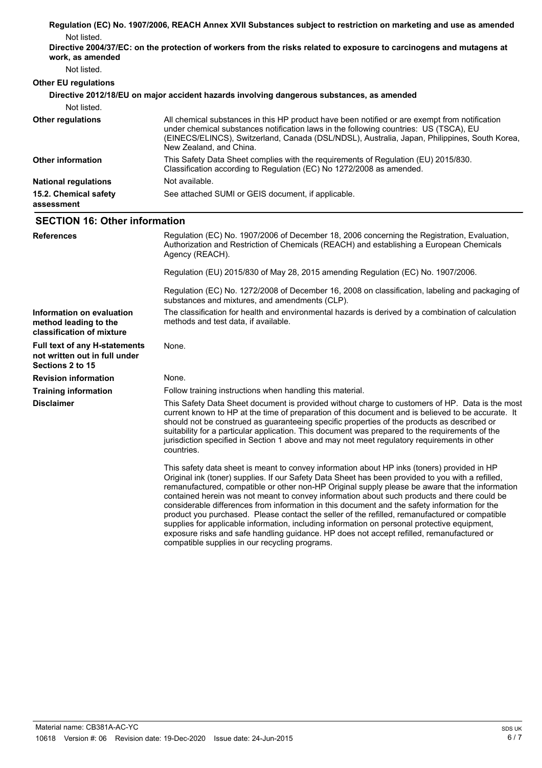**Regulation (EC) No. 1907/2006, REACH Annex XVII Substances subject to restriction on marketing and use as amended**

Not listed.

**Directive 2004/37/EC: on the protection of workers from the risks related to exposure to carcinogens and mutagens at work, as amended**

Not listed.

**Other EU regulations**

**Directive 2012/18/EU on major accident hazards involving dangerous substances, as amended**

Not listed.

| | |
|---|---|
| **Other regulations** | All chemical substances in this HP product have been notified or are exempt from notification under chemical substances notification laws in the following countries: US (TSCA), EU (EINECS/ELINCS), Switzerland, Canada (DSL/NDSL), Australia, Japan, Philippines, South Korea, New Zealand, and China. |
| **Other information** | This Safety Data Sheet complies with the requirements of Regulation (EU) 2015/830. Classification according to Regulation (EC) No 1272/2008 as amended. |
| **National regulations** | Not available. |
| **15.2. Chemical safety assessment** | See attached SUMI or GEIS document, if applicable. |

## SECTION 16: Other information

| | |
|---|---|
| **References** | Regulation (EC) No. 1907/2006 of December 18, 2006 concerning the Registration, Evaluation, Authorization and Restriction of Chemicals (REACH) and establishing a European Chemicals Agency (REACH).<br><br>Regulation (EU) 2015/830 of May 28, 2015 amending Regulation (EC) No. 1907/2006.<br><br>Regulation (EC) No. 1272/2008 of December 16, 2008 on classification, labeling and packaging of substances and mixtures, and amendments (CLP). |
| **Information on evaluation method leading to the classification of mixture** | The classification for health and environmental hazards is derived by a combination of calculation methods and test data, if available. |
| **Full text of any H-statements not written out in full under Sections 2 to 15** | None. |
| **Revision information** | None. |
| **Training information** | Follow training instructions when handling this material. |
| **Disclaimer** | This Safety Data Sheet document is provided without charge to customers of HP. Data is the most current known to HP at the time of preparation of this document and is believed to be accurate. It should not be construed as guaranteeing specific properties of the products as described or suitability for a particular application. This document was prepared to the requirements of the jurisdiction specified in Section 1 above and may not meet regulatory requirements in other countries.<br><br>This safety data sheet is meant to convey information about HP inks (toners) provided in HP Original ink (toner) supplies. If our Safety Data Sheet has been provided to you with a refilled, remanufactured, compatible or other non-HP Original supply please be aware that the information contained herein was not meant to convey information about such products and there could be considerable differences from information in this document and the safety information for the product you purchased. Please contact the seller of the refilled, remanufactured or compatible supplies for applicable information, including information on personal protective equipment, exposure risks and safe handling guidance. HP does not accept refilled, remanufactured or compatible supplies in our recycling programs. |

Material name: CB381A-AC-YC

10618 Version #: 06 Revision date: 19-Dec-2020 Issue date: 24-Jun-2015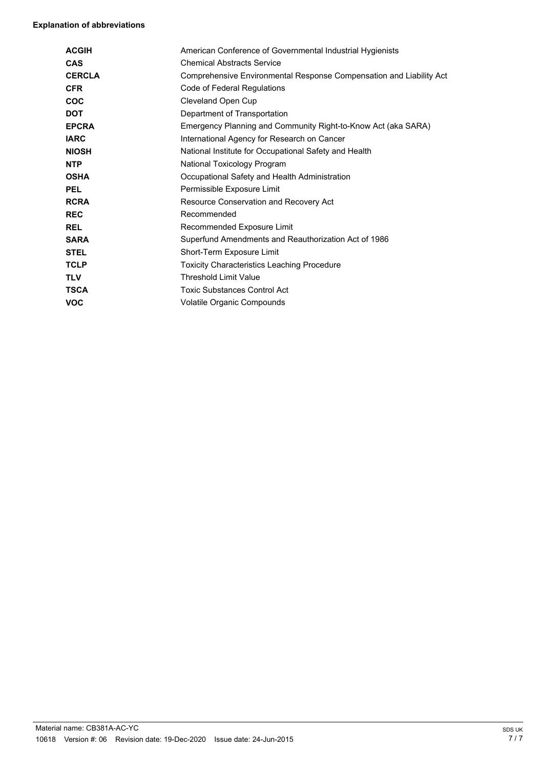**Explanation of abbreviations**

| | |
|---|---|
| **ACGIH** | American Conference of Governmental Industrial Hygienists |
| **CAS** | Chemical Abstracts Service |
| **CERCLA** | Comprehensive Environmental Response Compensation and Liability Act |
| **CFR** | Code of Federal Regulations |
| **COC** | Cleveland Open Cup |
| **DOT** | Department of Transportation |
| **EPCRA** | Emergency Planning and Community Right-to-Know Act (aka SARA) |
| **IARC** | International Agency for Research on Cancer |
| **NIOSH** | National Institute for Occupational Safety and Health |
| **NTP** | National Toxicology Program |
| **OSHA** | Occupational Safety and Health Administration |
| **PEL** | Permissible Exposure Limit |
| **RCRA** | Resource Conservation and Recovery Act |
| **REC** | Recommended |
| **REL** | Recommended Exposure Limit |
| **SARA** | Superfund Amendments and Reauthorization Act of 1986 |
| **STEL** | Short-Term Exposure Limit |
| **TCLP** | Toxicity Characteristics Leaching Procedure |
| **TLV** | Threshold Limit Value |
| **TSCA** | Toxic Substances Control Act |
| **VOC** | Volatile Organic Compounds |